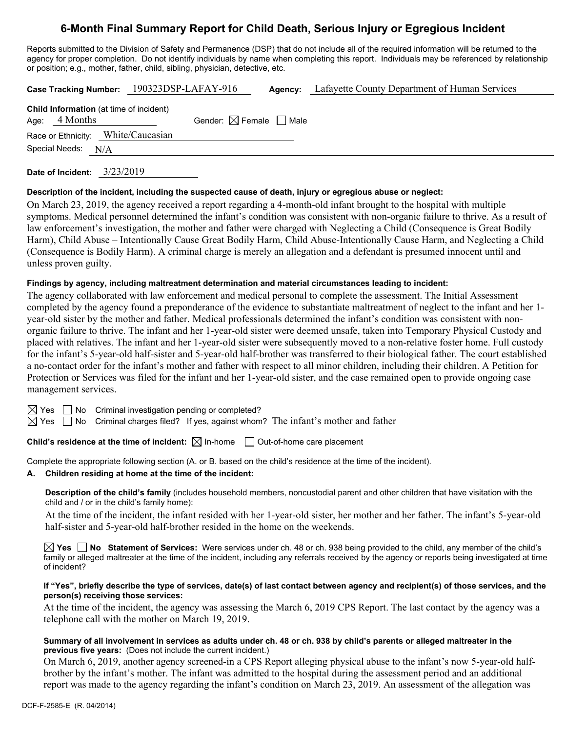# 6-Month Final Summary Report for Child Death, Serious Injury or Egregious Incident

Reports submitted to the Division of Safety and Permanence (DSP) that do not include all of the required information will be returned to the agency for proper completion. Do not identify individuals by name when completing this report. Individuals may be referenced by relationship or position; e.g., mother, father, child, sibling, physician, detective, etc.

**Case Tracking Number:** 190323DSP-LAFAY-916 **Agency:** Lafayette County Department of Human Services

**Child Information** (at time of incident)
Age: 4 Months Gender: ☒ Female ☐ Male
Race or Ethnicity: White/Caucasian
Special Needs: N/A

**Date of Incident:** 3/23/2019

**Description of the incident, including the suspected cause of death, injury or egregious abuse or neglect:**

On March 23, 2019, the agency received a report regarding a 4-month-old infant brought to the hospital with multiple symptoms. Medical personnel determined the infant's condition was consistent with non-organic failure to thrive. As a result of law enforcement's investigation, the mother and father were charged with Neglecting a Child (Consequence is Great Bodily Harm), Child Abuse – Intentionally Cause Great Bodily Harm, Child Abuse-Intentionally Cause Harm, and Neglecting a Child (Consequence is Bodily Harm). A criminal charge is merely an allegation and a defendant is presumed innocent until and unless proven guilty.

**Findings by agency, including maltreatment determination and material circumstances leading to incident:**

The agency collaborated with law enforcement and medical personal to complete the assessment. The Initial Assessment completed by the agency found a preponderance of the evidence to substantiate maltreatment of neglect to the infant and her 1-year-old sister by the mother and father. Medical professionals determined the infant's condition was consistent with non-organic failure to thrive. The infant and her 1-year-old sister were deemed unsafe, taken into Temporary Physical Custody and placed with relatives. The infant and her 1-year-old sister were subsequently moved to a non-relative foster home. Full custody for the infant's 5-year-old half-sister and 5-year-old half-brother was transferred to their biological father. The court established a no-contact order for the infant's mother and father with respect to all minor children, including their children. A Petition for Protection or Services was filed for the infant and her 1-year-old sister, and the case remained open to provide ongoing case management services.

☒ Yes ☐ No Criminal investigation pending or completed?
☒ Yes ☐ No Criminal charges filed? If yes, against whom? The infant's mother and father

**Child's residence at the time of incident:** ☒ In-home ☐ Out-of-home care placement

Complete the appropriate following section (A. or B. based on the child's residence at the time of the incident).

**A. Children residing at home at the time of the incident:**

**Description of the child's family** (includes household members, noncustodial parent and other children that have visitation with the child and / or in the child's family home):

At the time of the incident, the infant resided with her 1-year-old sister, her mother and her father. The infant's 5-year-old half-sister and 5-year-old half-brother resided in the home on the weekends.

☒ **Yes** ☐ **No Statement of Services:** Were services under ch. 48 or ch. 938 being provided to the child, any member of the child's family or alleged maltreater at the time of the incident, including any referrals received by the agency or reports being investigated at time of incident?

**If "Yes", briefly describe the type of services, date(s) of last contact between agency and recipient(s) of those services, and the person(s) receiving those services:**

At the time of the incident, the agency was assessing the March 6, 2019 CPS Report. The last contact by the agency was a telephone call with the mother on March 19, 2019.

**Summary of all involvement in services as adults under ch. 48 or ch. 938 by child's parents or alleged maltreater in the previous five years:** (Does not include the current incident.)

On March 6, 2019, another agency screened-in a CPS Report alleging physical abuse to the infant's now 5-year-old half-brother by the infant's mother. The infant was admitted to the hospital during the assessment period and an additional report was made to the agency regarding the infant's condition on March 23, 2019. An assessment of the allegation was

DCF-F-2585-E (R. 04/2014)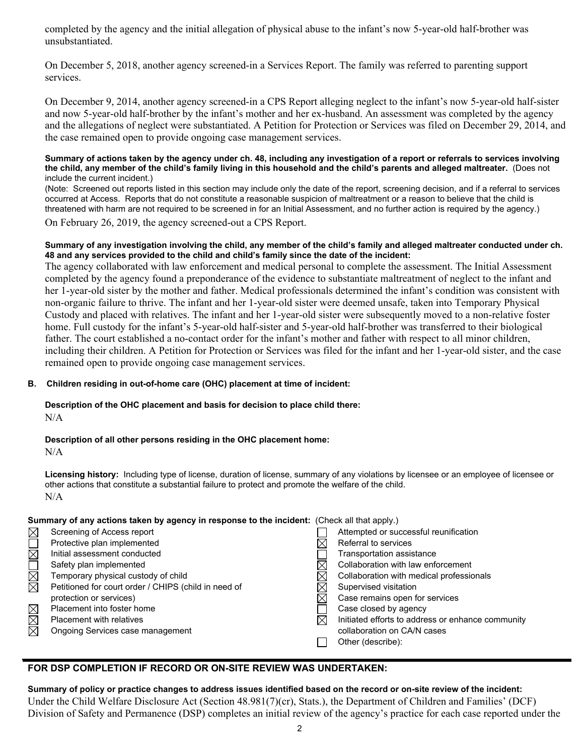completed by the agency and the initial allegation of physical abuse to the infant's now 5-year-old half-brother was unsubstantiated.

On December 5, 2018, another agency screened-in a Services Report. The family was referred to parenting support services.

On December 9, 2014, another agency screened-in a CPS Report alleging neglect to the infant's now 5-year-old half-sister and now 5-year-old half-brother by the infant's mother and her ex-husband. An assessment was completed by the agency and the allegations of neglect were substantiated. A Petition for Protection or Services was filed on December 29, 2014, and the case remained open to provide ongoing case management services.

**Summary of actions taken by the agency under ch. 48, including any investigation of a report or referrals to services involving the child, any member of the child's family living in this household and the child's parents and alleged maltreater.** (Does not include the current incident.)

(Note: Screened out reports listed in this section may include only the date of the report, screening decision, and if a referral to services occurred at Access. Reports that do not constitute a reasonable suspicion of maltreatment or a reason to believe that the child is threatened with harm are not required to be screened in for an Initial Assessment, and no further action is required by the agency.)

On February 26, 2019, the agency screened-out a CPS Report.

**Summary of any investigation involving the child, any member of the child's family and alleged maltreater conducted under ch. 48 and any services provided to the child and child's family since the date of the incident:**

The agency collaborated with law enforcement and medical personal to complete the assessment. The Initial Assessment completed by the agency found a preponderance of the evidence to substantiate maltreatment of neglect to the infant and her 1-year-old sister by the mother and father. Medical professionals determined the infant's condition was consistent with non-organic failure to thrive. The infant and her 1-year-old sister were deemed unsafe, taken into Temporary Physical Custody and placed with relatives. The infant and her 1-year-old sister were subsequently moved to a non-relative foster home. Full custody for the infant's 5-year-old half-sister and 5-year-old half-brother was transferred to their biological father. The court established a no-contact order for the infant's mother and father with respect to all minor children, including their children. A Petition for Protection or Services was filed for the infant and her 1-year-old sister, and the case remained open to provide ongoing case management services.

**B. Children residing in out-of-home care (OHC) placement at time of incident:**

**Description of the OHC placement and basis for decision to place child there:**

N/A

**Description of all other persons residing in the OHC placement home:**

N/A

**Licensing history:** Including type of license, duration of license, summary of any violations by licensee or an employee of licensee or other actions that constitute a substantial failure to protect and promote the welfare of the child.

N/A

**Summary of any actions taken by agency in response to the incident:** (Check all that apply.)

- ☒ Screening of Access report
- ☐ Protective plan implemented
- ☒ Initial assessment conducted
- ☐ Safety plan implemented
- ☒ Temporary physical custody of child
- ☒ Petitioned for court order / CHIPS (child in need of protection or services)
- ☒ Placement into foster home
- ☒ Placement with relatives
- ☒ Ongoing Services case management
- ☐ Attempted or successful reunification
- ☒ Referral to services
- ☐ Transportation assistance
- ☒ Collaboration with law enforcement
- ☒ Collaboration with medical professionals
- ☒ Supervised visitation
- ☒ Case remains open for services
- ☐ Case closed by agency
- ☒ Initiated efforts to address or enhance community collaboration on CA/N cases
- ☐ Other (describe):

## FOR DSP COMPLETION IF RECORD OR ON-SITE REVIEW WAS UNDERTAKEN:

**Summary of policy or practice changes to address issues identified based on the record or on-site review of the incident:**

Under the Child Welfare Disclosure Act (Section 48.981(7)(cr), Stats.), the Department of Children and Families' (DCF) Division of Safety and Permanence (DSP) completes an initial review of the agency's practice for each case reported under the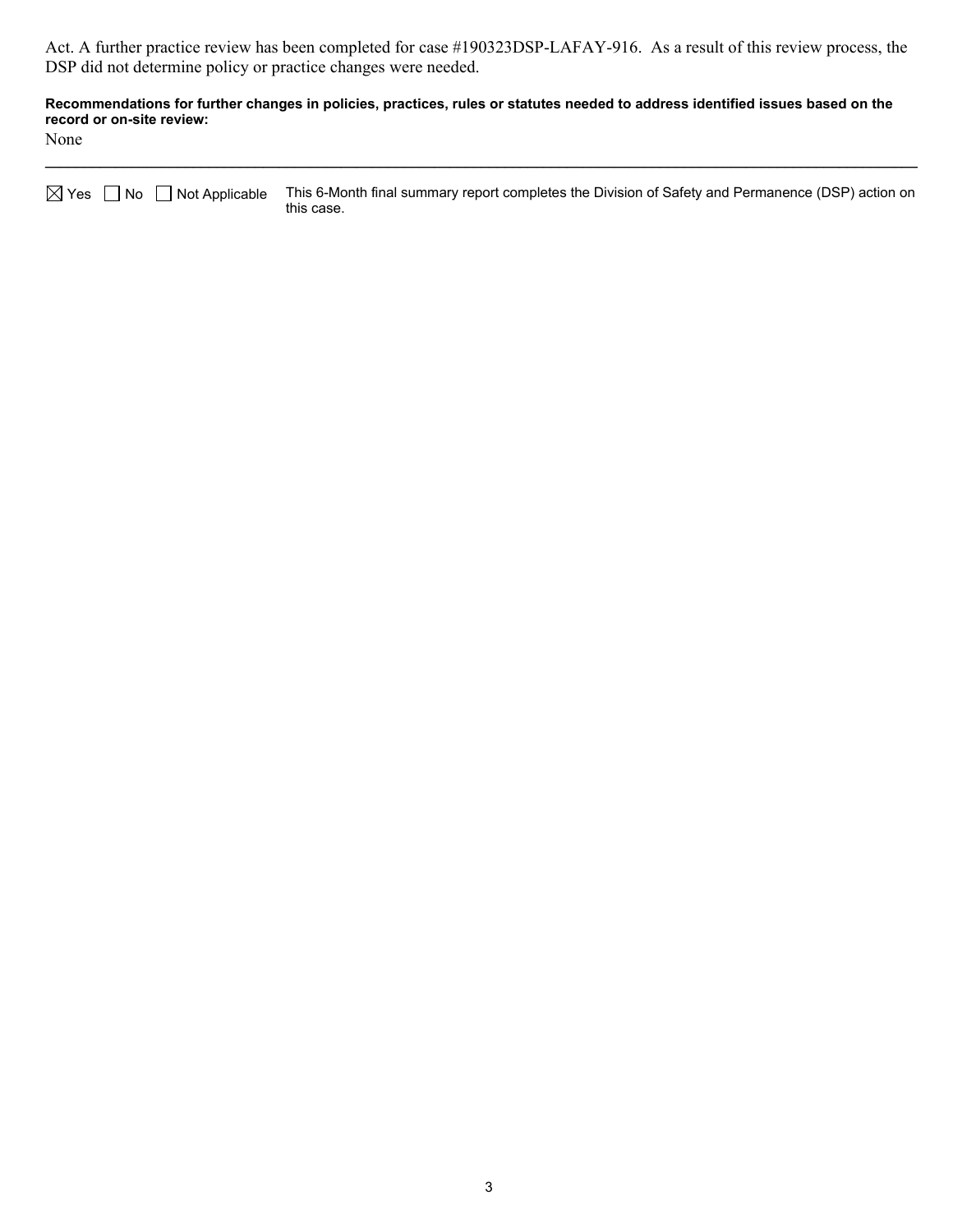Act. A further practice review has been completed for case #190323DSP-LAFAY-916. As a result of this review process, the DSP did not determine policy or practice changes were needed.

**Recommendations for further changes in policies, practices, rules or statutes needed to address identified issues based on the record or on-site review:**

None

---

☒ Yes ☐ No ☐ Not Applicable This 6-Month final summary report completes the Division of Safety and Permanence (DSP) action on this case.